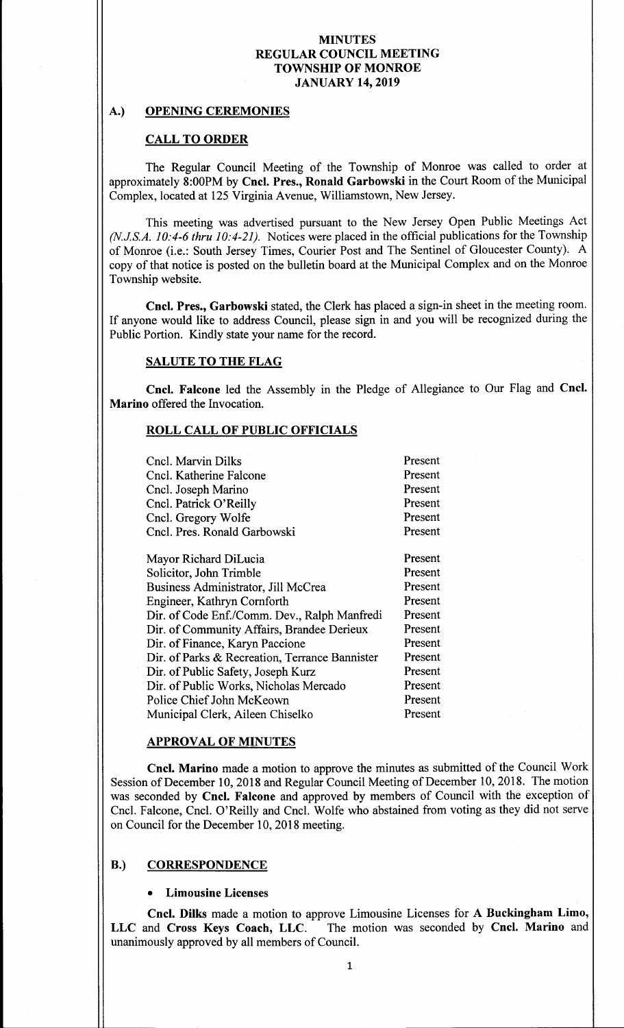# MINUTES
# REGULAR COUNCIL MEETING
# TOWNSHIP OF MONROE
# JANUARY 14, 2019

## A.) OPENING CEREMONIES

### CALL TO ORDER

The Regular Council Meeting of the Township of Monroe was called to order at approximately 8:00PM by **Cncl. Pres., Ronald Garbowski** in the Court Room of the Municipal Complex, located at 125 Virginia Avenue, Williamstown, New Jersey.

This meeting was advertised pursuant to the New Jersey Open Public Meetings Act *(N.J.S.A. 10:4-6 thru 10:4-21)*. Notices were placed in the official publications for the Township of Monroe (i.e.: South Jersey Times, Courier Post and The Sentinel of Gloucester County). A copy of that notice is posted on the bulletin board at the Municipal Complex and on the Monroe Township website.

**Cncl. Pres., Garbowski** stated, the Clerk has placed a sign-in sheet in the meeting room. If anyone would like to address Council, please sign in and you will be recognized during the Public Portion. Kindly state your name for the record.

### SALUTE TO THE FLAG

**Cncl. Falcone** led the Assembly in the Pledge of Allegiance to Our Flag and **Cncl. Marino** offered the Invocation.

### ROLL CALL OF PUBLIC OFFICIALS

| | |
|---|---|
| Cncl. Marvin Dilks | Present |
| Cncl. Katherine Falcone | Present |
| Cncl. Joseph Marino | Present |
| Cncl. Patrick O'Reilly | Present |
| Cncl. Gregory Wolfe | Present |
| Cncl. Pres. Ronald Garbowski | Present |
| Mayor Richard DiLucia | Present |
| Solicitor, John Trimble | Present |
| Business Administrator, Jill McCrea | Present |
| Engineer, Kathryn Cornforth | Present |
| Dir. of Code Enf./Comm. Dev., Ralph Manfredi | Present |
| Dir. of Community Affairs, Brandee Derieux | Present |
| Dir. of Finance, Karyn Paccione | Present |
| Dir. of Parks & Recreation, Terrance Bannister | Present |
| Dir. of Public Safety, Joseph Kurz | Present |
| Dir. of Public Works, Nicholas Mercado | Present |
| Police Chief John McKeown | Present |
| Municipal Clerk, Aileen Chiselko | Present |

### APPROVAL OF MINUTES

**Cncl. Marino** made a motion to approve the minutes as submitted of the Council Work Session of December 10, 2018 and Regular Council Meeting of December 10, 2018. The motion was seconded by **Cncl. Falcone** and approved by members of Council with the exception of Cncl. Falcone, Cncl. O'Reilly and Cncl. Wolfe who abstained from voting as they did not serve on Council for the December 10, 2018 meeting.

## B.) CORRESPONDENCE

- **Limousine Licenses**

**Cncl. Dilks** made a motion to approve Limousine Licenses for **A Buckingham Limo, LLC** and **Cross Keys Coach, LLC**. The motion was seconded by **Cncl. Marino** and unanimously approved by all members of Council.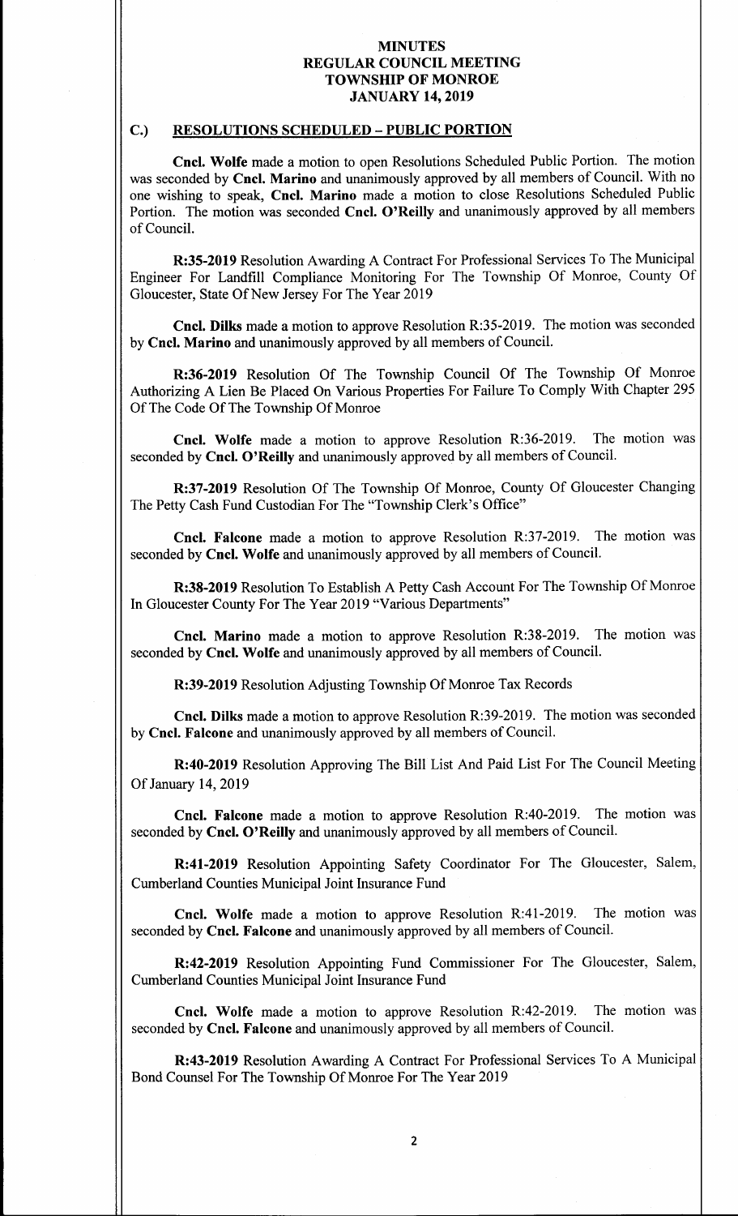## C.) RESOLUTIONS SCHEDULED – PUBLIC PORTION

**Cncl. Wolfe** made a motion to open Resolutions Scheduled Public Portion. The motion was seconded by **Cncl. Marino** and unanimously approved by all members of Council. With no one wishing to speak, **Cncl. Marino** made a motion to close Resolutions Scheduled Public Portion. The motion was seconded **Cncl. O'Reilly** and unanimously approved by all members of Council.

**R:35-2019** Resolution Awarding A Contract For Professional Services To The Municipal Engineer For Landfill Compliance Monitoring For The Township Of Monroe, County Of Gloucester, State Of New Jersey For The Year 2019

**Cncl. Dilks** made a motion to approve Resolution R:35-2019. The motion was seconded by **Cncl. Marino** and unanimously approved by all members of Council.

**R:36-2019** Resolution Of The Township Council Of The Township Of Monroe Authorizing A Lien Be Placed On Various Properties For Failure To Comply With Chapter 295 Of The Code Of The Township Of Monroe

**Cncl. Wolfe** made a motion to approve Resolution R:36-2019. The motion was seconded by **Cncl. O'Reilly** and unanimously approved by all members of Council.

**R:37-2019** Resolution Of The Township Of Monroe, County Of Gloucester Changing The Petty Cash Fund Custodian For The "Township Clerk's Office"

**Cncl. Falcone** made a motion to approve Resolution R:37-2019. The motion was seconded by **Cncl. Wolfe** and unanimously approved by all members of Council.

**R:38-2019** Resolution To Establish A Petty Cash Account For The Township Of Monroe In Gloucester County For The Year 2019 "Various Departments"

**Cncl. Marino** made a motion to approve Resolution R:38-2019. The motion was seconded by **Cncl. Wolfe** and unanimously approved by all members of Council.

**R:39-2019** Resolution Adjusting Township Of Monroe Tax Records

**Cncl. Dilks** made a motion to approve Resolution R:39-2019. The motion was seconded by **Cncl. Falcone** and unanimously approved by all members of Council.

**R:40-2019** Resolution Approving The Bill List And Paid List For The Council Meeting Of January 14, 2019

**Cncl. Falcone** made a motion to approve Resolution R:40-2019. The motion was seconded by **Cncl. O'Reilly** and unanimously approved by all members of Council.

**R:41-2019** Resolution Appointing Safety Coordinator For The Gloucester, Salem, Cumberland Counties Municipal Joint Insurance Fund

**Cncl. Wolfe** made a motion to approve Resolution R:41-2019. The motion was seconded by **Cncl. Falcone** and unanimously approved by all members of Council.

**R:42-2019** Resolution Appointing Fund Commissioner For The Gloucester, Salem, Cumberland Counties Municipal Joint Insurance Fund

**Cncl. Wolfe** made a motion to approve Resolution R:42-2019. The motion was seconded by **Cncl. Falcone** and unanimously approved by all members of Council.

**R:43-2019** Resolution Awarding A Contract For Professional Services To A Municipal Bond Counsel For The Township Of Monroe For The Year 2019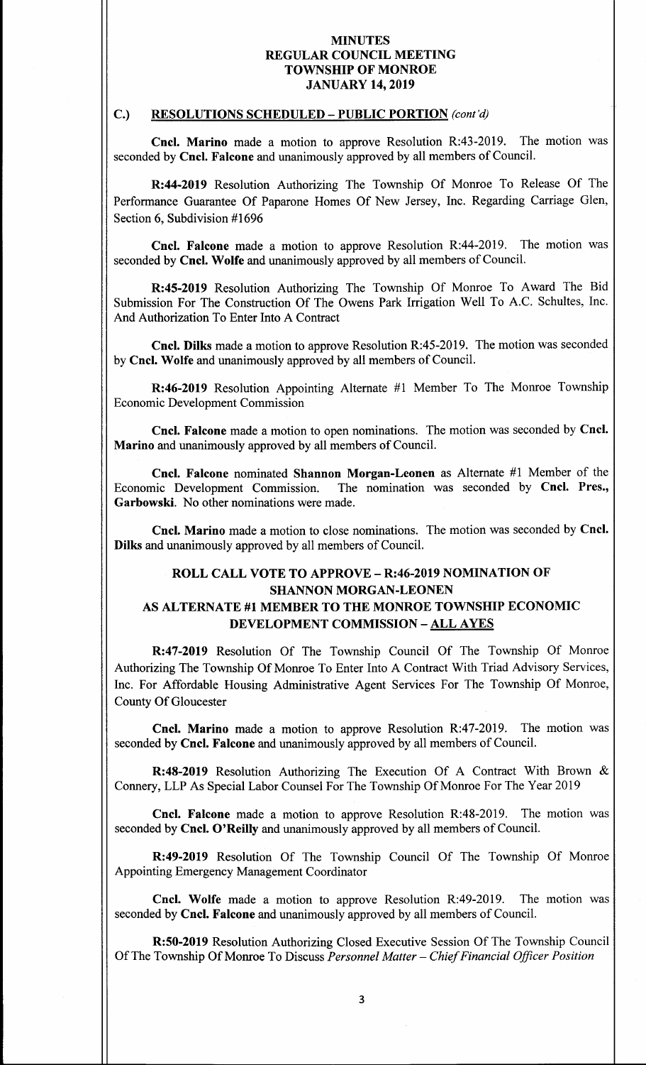# MINUTES
## REGULAR COUNCIL MEETING
## TOWNSHIP OF MONROE
## JANUARY 14, 2019

### C.) RESOLUTIONS SCHEDULED – PUBLIC PORTION *(cont'd)*

**Cncl. Marino** made a motion to approve Resolution R:43-2019. The motion was seconded by **Cncl. Falcone** and unanimously approved by all members of Council.

**R:44-2019** Resolution Authorizing The Township Of Monroe To Release Of The Performance Guarantee Of Paparone Homes Of New Jersey, Inc. Regarding Carriage Glen, Section 6, Subdivision #1696

**Cncl. Falcone** made a motion to approve Resolution R:44-2019. The motion was seconded by **Cncl. Wolfe** and unanimously approved by all members of Council.

**R:45-2019** Resolution Authorizing The Township Of Monroe To Award The Bid Submission For The Construction Of The Owens Park Irrigation Well To A.C. Schultes, Inc. And Authorization To Enter Into A Contract

**Cncl. Dilks** made a motion to approve Resolution R:45-2019. The motion was seconded by **Cncl. Wolfe** and unanimously approved by all members of Council.

**R:46-2019** Resolution Appointing Alternate #1 Member To The Monroe Township Economic Development Commission

**Cncl. Falcone** made a motion to open nominations. The motion was seconded by **Cncl. Marino** and unanimously approved by all members of Council.

**Cncl. Falcone** nominated **Shannon Morgan-Leonen** as Alternate #1 Member of the Economic Development Commission. The nomination was seconded by **Cncl. Pres., Garbowski**. No other nominations were made.

**Cncl. Marino** made a motion to close nominations. The motion was seconded by **Cncl. Dilks** and unanimously approved by all members of Council.

**ROLL CALL VOTE TO APPROVE – R:46-2019 NOMINATION OF SHANNON MORGAN-LEONEN AS ALTERNATE #1 MEMBER TO THE MONROE TOWNSHIP ECONOMIC DEVELOPMENT COMMISSION – ALL AYES**

**R:47-2019** Resolution Of The Township Council Of The Township Of Monroe Authorizing The Township Of Monroe To Enter Into A Contract With Triad Advisory Services, Inc. For Affordable Housing Administrative Agent Services For The Township Of Monroe, County Of Gloucester

**Cncl. Marino** made a motion to approve Resolution R:47-2019. The motion was seconded by **Cncl. Falcone** and unanimously approved by all members of Council.

**R:48-2019** Resolution Authorizing The Execution Of A Contract With Brown & Connery, LLP As Special Labor Counsel For The Township Of Monroe For The Year 2019

**Cncl. Falcone** made a motion to approve Resolution R:48-2019. The motion was seconded by **Cncl. O'Reilly** and unanimously approved by all members of Council.

**R:49-2019** Resolution Of The Township Council Of The Township Of Monroe Appointing Emergency Management Coordinator

**Cncl. Wolfe** made a motion to approve Resolution R:49-2019. The motion was seconded by **Cncl. Falcone** and unanimously approved by all members of Council.

**R:50-2019** Resolution Authorizing Closed Executive Session Of The Township Council Of The Township Of Monroe To Discuss *Personnel Matter – Chief Financial Officer Position*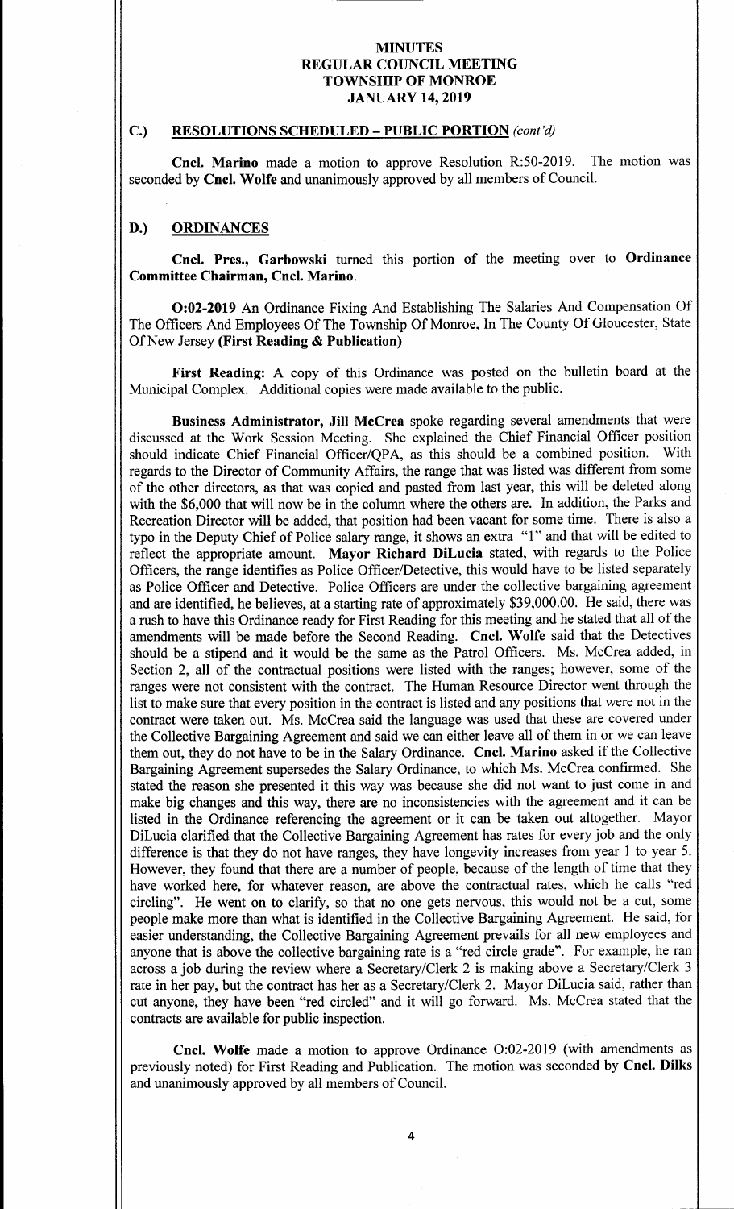# MINUTES
# REGULAR COUNCIL MEETING
# TOWNSHIP OF MONROE
# JANUARY 14, 2019

## C.) RESOLUTIONS SCHEDULED – PUBLIC PORTION *(cont'd)*

**Cncl. Marino** made a motion to approve Resolution R:50-2019. The motion was seconded by **Cncl. Wolfe** and unanimously approved by all members of Council.

## D.) ORDINANCES

**Cncl. Pres., Garbowski** turned this portion of the meeting over to **Ordinance Committee Chairman, Cncl. Marino**.

**O:02-2019** An Ordinance Fixing And Establishing The Salaries And Compensation Of The Officers And Employees Of The Township Of Monroe, In The County Of Gloucester, State Of New Jersey **(First Reading & Publication)**

**First Reading:** A copy of this Ordinance was posted on the bulletin board at the Municipal Complex. Additional copies were made available to the public.

**Business Administrator, Jill McCrea** spoke regarding several amendments that were discussed at the Work Session Meeting. She explained the Chief Financial Officer position should indicate Chief Financial Officer/QPA, as this should be a combined position. With regards to the Director of Community Affairs, the range that was listed was different from some of the other directors, as that was copied and pasted from last year, this will be deleted along with the $6,000 that will now be in the column where the others are. In addition, the Parks and Recreation Director will be added, that position had been vacant for some time. There is also a typo in the Deputy Chief of Police salary range, it shows an extra "1" and that will be edited to reflect the appropriate amount. **Mayor Richard DiLucia** stated, with regards to the Police Officers, the range identifies as Police Officer/Detective, this would have to be listed separately as Police Officer and Detective. Police Officers are under the collective bargaining agreement and are identified, he believes, at a starting rate of approximately $39,000.00. He said, there was a rush to have this Ordinance ready for First Reading for this meeting and he stated that all of the amendments will be made before the Second Reading. **Cncl. Wolfe** said that the Detectives should be a stipend and it would be the same as the Patrol Officers. Ms. McCrea added, in Section 2, all of the contractual positions were listed with the ranges; however, some of the ranges were not consistent with the contract. The Human Resource Director went through the list to make sure that every position in the contract is listed and any positions that were not in the contract were taken out. Ms. McCrea said the language was used that these are covered under the Collective Bargaining Agreement and said we can either leave all of them in or we can leave them out, they do not have to be in the Salary Ordinance. **Cncl. Marino** asked if the Collective Bargaining Agreement supersedes the Salary Ordinance, to which Ms. McCrea confirmed. She stated the reason she presented it this way was because she did not want to just come in and make big changes and this way, there are no inconsistencies with the agreement and it can be listed in the Ordinance referencing the agreement or it can be taken out altogether. Mayor DiLucia clarified that the Collective Bargaining Agreement has rates for every job and the only difference is that they do not have ranges, they have longevity increases from year 1 to year 5. However, they found that there are a number of people, because of the length of time that they have worked here, for whatever reason, are above the contractual rates, which he calls "red circling". He went on to clarify, so that no one gets nervous, this would not be a cut, some people make more than what is identified in the Collective Bargaining Agreement. He said, for easier understanding, the Collective Bargaining Agreement prevails for all new employees and anyone that is above the collective bargaining rate is a "red circle grade". For example, he ran across a job during the review where a Secretary/Clerk 2 is making above a Secretary/Clerk 3 rate in her pay, but the contract has her as a Secretary/Clerk 2. Mayor DiLucia said, rather than cut anyone, they have been "red circled" and it will go forward. Ms. McCrea stated that the contracts are available for public inspection.

**Cncl. Wolfe** made a motion to approve Ordinance O:02-2019 (with amendments as previously noted) for First Reading and Publication. The motion was seconded by **Cncl. Dilks** and unanimously approved by all members of Council.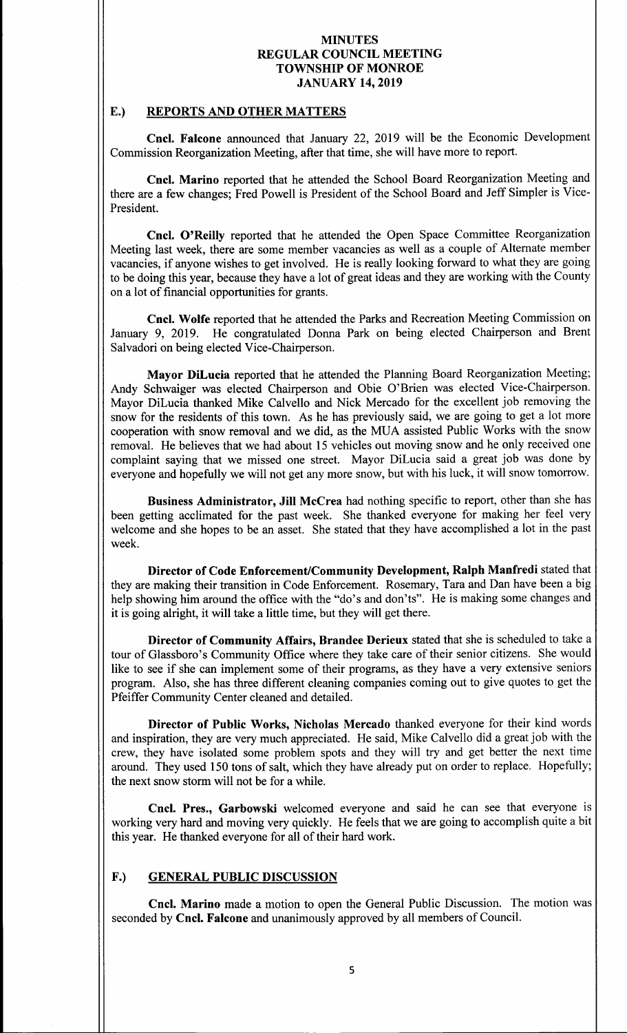**MINUTES**
**REGULAR COUNCIL MEETING**
**TOWNSHIP OF MONROE**
**JANUARY 14, 2019**

## E.) REPORTS AND OTHER MATTERS

**Cncl. Falcone** announced that January 22, 2019 will be the Economic Development Commission Reorganization Meeting, after that time, she will have more to report.

**Cncl. Marino** reported that he attended the School Board Reorganization Meeting and there are a few changes; Fred Powell is President of the School Board and Jeff Simpler is Vice-President.

**Cncl. O'Reilly** reported that he attended the Open Space Committee Reorganization Meeting last week, there are some member vacancies as well as a couple of Alternate member vacancies, if anyone wishes to get involved. He is really looking forward to what they are going to be doing this year, because they have a lot of great ideas and they are working with the County on a lot of financial opportunities for grants.

**Cncl. Wolfe** reported that he attended the Parks and Recreation Meeting Commission on January 9, 2019. He congratulated Donna Park on being elected Chairperson and Brent Salvadori on being elected Vice-Chairperson.

**Mayor DiLucia** reported that he attended the Planning Board Reorganization Meeting; Andy Schwaiger was elected Chairperson and Obie O'Brien was elected Vice-Chairperson. Mayor DiLucia thanked Mike Calvello and Nick Mercado for the excellent job removing the snow for the residents of this town. As he has previously said, we are going to get a lot more cooperation with snow removal and we did, as the MUA assisted Public Works with the snow removal. He believes that we had about 15 vehicles out moving snow and he only received one complaint saying that we missed one street. Mayor DiLucia said a great job was done by everyone and hopefully we will not get any more snow, but with his luck, it will snow tomorrow.

**Business Administrator, Jill McCrea** had nothing specific to report, other than she has been getting acclimated for the past week. She thanked everyone for making her feel very welcome and she hopes to be an asset. She stated that they have accomplished a lot in the past week.

**Director of Code Enforcement/Community Development, Ralph Manfredi** stated that they are making their transition in Code Enforcement. Rosemary, Tara and Dan have been a big help showing him around the office with the "do's and don'ts". He is making some changes and it is going alright, it will take a little time, but they will get there.

**Director of Community Affairs, Brandee Derieux** stated that she is scheduled to take a tour of Glassboro's Community Office where they take care of their senior citizens. She would like to see if she can implement some of their programs, as they have a very extensive seniors program. Also, she has three different cleaning companies coming out to give quotes to get the Pfeiffer Community Center cleaned and detailed.

**Director of Public Works, Nicholas Mercado** thanked everyone for their kind words and inspiration, they are very much appreciated. He said, Mike Calvello did a great job with the crew, they have isolated some problem spots and they will try and get better the next time around. They used 150 tons of salt, which they have already put on order to replace. Hopefully; the next snow storm will not be for a while.

**Cncl. Pres., Garbowski** welcomed everyone and said he can see that everyone is working very hard and moving very quickly. He feels that we are going to accomplish quite a bit this year. He thanked everyone for all of their hard work.

## F.) GENERAL PUBLIC DISCUSSION

**Cncl. Marino** made a motion to open the General Public Discussion. The motion was seconded by **Cncl. Falcone** and unanimously approved by all members of Council.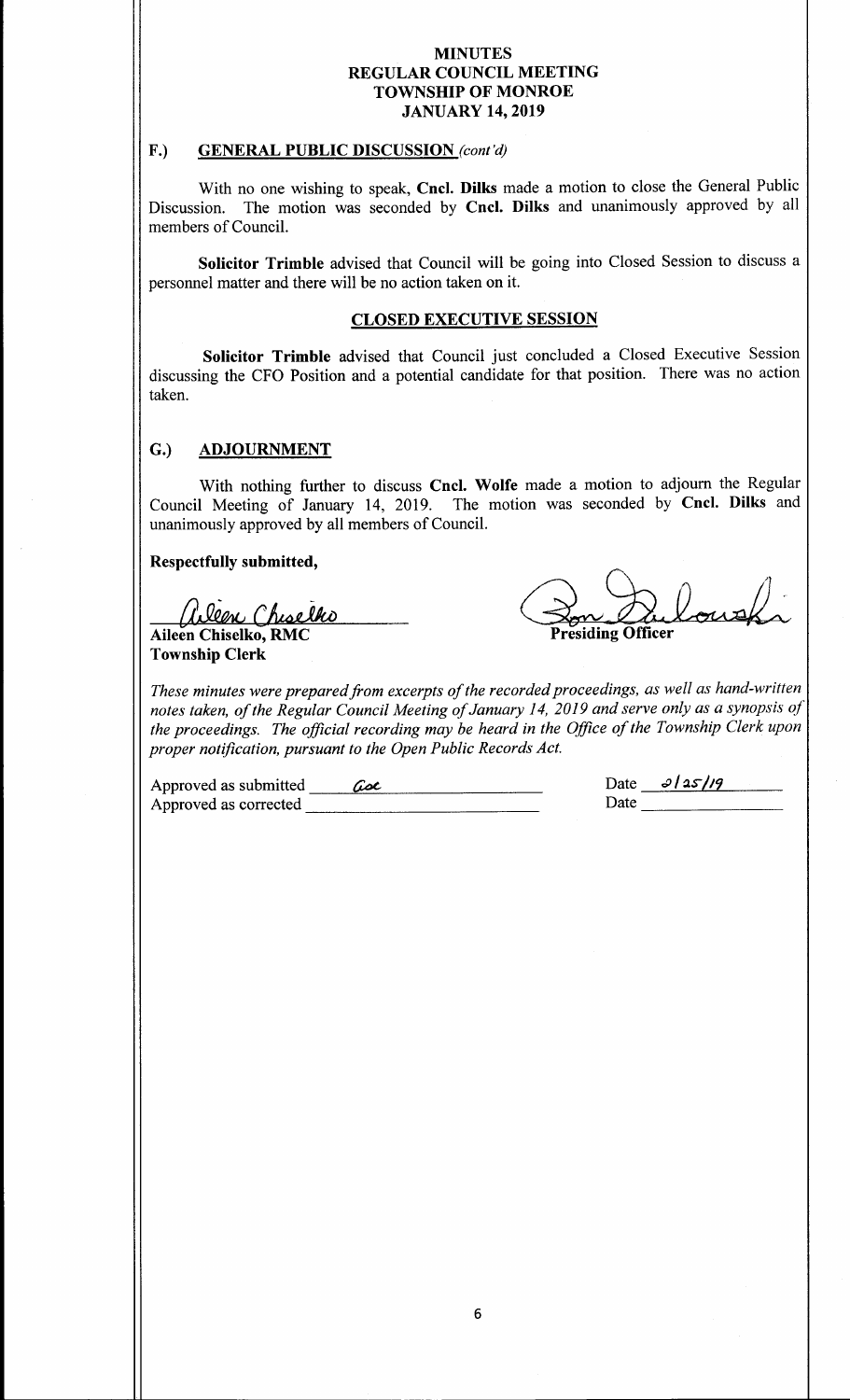# MINUTES
# REGULAR COUNCIL MEETING
# TOWNSHIP OF MONROE
# JANUARY 14, 2019

## F.) GENERAL PUBLIC DISCUSSION *(cont'd)*

With no one wishing to speak, **Cncl. Dilks** made a motion to close the General Public Discussion. The motion was seconded by **Cncl. Dilks** and unanimously approved by all members of Council.

**Solicitor Trimble** advised that Council will be going into Closed Session to discuss a personnel matter and there will be no action taken on it.

## CLOSED EXECUTIVE SESSION

**Solicitor Trimble** advised that Council just concluded a Closed Executive Session discussing the CFO Position and a potential candidate for that position. There was no action taken.

## G.) ADJOURNMENT

With nothing further to discuss **Cncl. Wolfe** made a motion to adjourn the Regular Council Meeting of January 14, 2019. The motion was seconded by **Cncl. Dilks** and unanimously approved by all members of Council.

**Respectfully submitted,**

Aileen Chiselko

**Aileen Chiselko, RMC**
**Township Clerk**

**Presiding Officer**

*These minutes were prepared from excerpts of the recorded proceedings, as well as hand-written notes taken, of the Regular Council Meeting of January 14, 2019 and serve only as a synopsis of the proceedings. The official recording may be heard in the Office of the Township Clerk upon proper notification, pursuant to the Open Public Records Act.*

Approved as submitted ___ac___ Date ___2/25/19___
Approved as corrected ________ Date ________